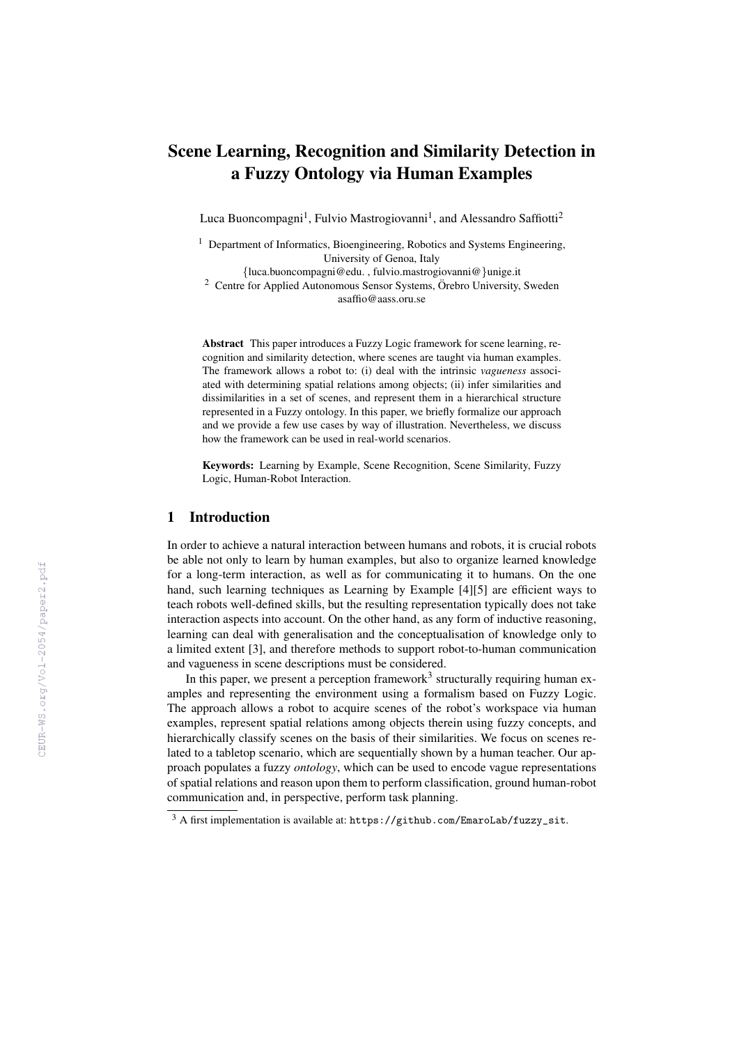# Scene Learning, Recognition and Similarity Detection in a Fuzzy Ontology via Human Examples

Luca Buoncompagni[1], Fulvio Mastrogiovanni[1], and Alessandro Saffiotti[2]

[1] Department of Informatics, Bioengineering, Robotics and Systems Engineering, University of Genoa, Italy
{luca.buoncompagni@edu. , fulvio.mastrogiovanni@}unige.it

[2] Centre for Applied Autonomous Sensor Systems, Örebro University, Sweden
asaffio@aass.oru.se

**Abstract** This paper introduces a Fuzzy Logic framework for scene learning, recognition and similarity detection, where scenes are taught via human examples. The framework allows a robot to: (i) deal with the intrinsic *vagueness* associated with determining spatial relations among objects; (ii) infer similarities and dissimilarities in a set of scenes, and represent them in a hierarchical structure represented in a Fuzzy ontology. In this paper, we briefly formalize our approach and we provide a few use cases by way of illustration. Nevertheless, we discuss how the framework can be used in real-world scenarios.

**Keywords:** Learning by Example, Scene Recognition, Scene Similarity, Fuzzy Logic, Human-Robot Interaction.

## 1 Introduction

In order to achieve a natural interaction between humans and robots, it is crucial robots be able not only to learn by human examples, but also to organize learned knowledge for a long-term interaction, as well as for communicating it to humans. On the one hand, such learning techniques as Learning by Example [4][5] are efficient ways to teach robots well-defined skills, but the resulting representation typically does not take interaction aspects into account. On the other hand, as any form of inductive reasoning, learning can deal with generalisation and the conceptualisation of knowledge only to a limited extent [3], and therefore methods to support robot-to-human communication and vagueness in scene descriptions must be considered.

In this paper, we present a perception framework[3] structurally requiring human examples and representing the environment using a formalism based on Fuzzy Logic. The approach allows a robot to acquire scenes of the robot's workspace via human examples, represent spatial relations among objects therein using fuzzy concepts, and hierarchically classify scenes on the basis of their similarities. We focus on scenes related to a tabletop scenario, which are sequentially shown by a human teacher. Our approach populates a fuzzy *ontology*, which can be used to encode vague representations of spatial relations and reason upon them to perform classification, ground human-robot communication and, in perspective, perform task planning.

[3] A first implementation is available at: `https://github.com/EmaroLab/fuzzy_sit`.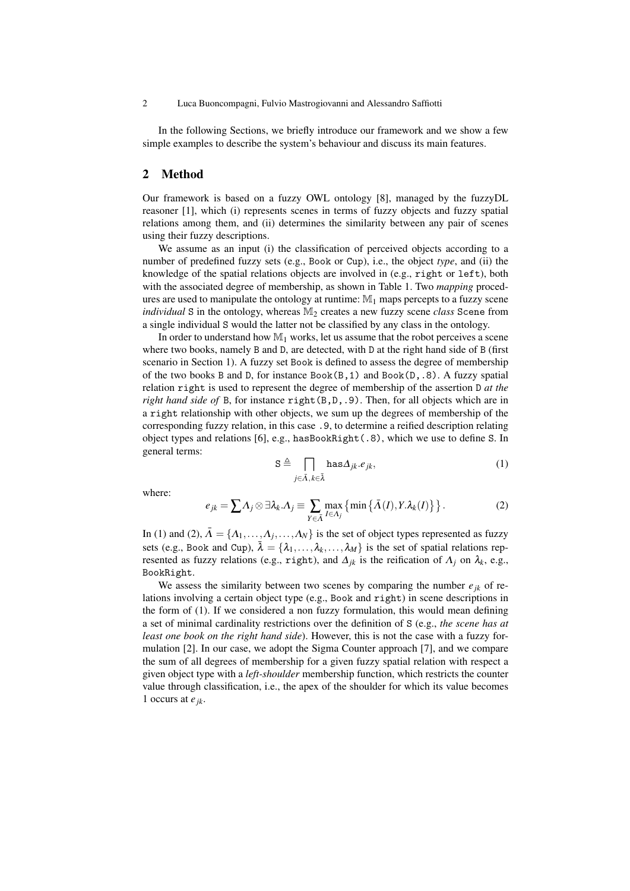In the following Sections, we briefly introduce our framework and we show a few simple examples to describe the system's behaviour and discuss its main features.

## 2 Method

Our framework is based on a fuzzy OWL ontology [8], managed by the fuzzyDL reasoner [1], which (i) represents scenes in terms of fuzzy objects and fuzzy spatial relations among them, and (ii) determines the similarity between any pair of scenes using their fuzzy descriptions.

We assume as an input (i) the classification of perceived objects according to a number of predefined fuzzy sets (e.g., `Book` or `Cup`), i.e., the object *type*, and (ii) the knowledge of the spatial relations objects are involved in (e.g., `right` or `left`), both with the associated degree of membership, as shown in Table 1. Two *mapping* procedures are used to manipulate the ontology at runtime: $\mathbb{M}_1$ maps percepts to a fuzzy scene *individual* `S` in the ontology, whereas $\mathbb{M}_2$ creates a new fuzzy scene *class* `Scene` from a single individual `S` would the latter not be classified by any class in the ontology.

In order to understand how $\mathbb{M}_1$ works, let us assume that the robot perceives a scene where two books, namely `B` and `D`, are detected, with `D` at the right hand side of `B` (first scenario in Section 1). A fuzzy set `Book` is defined to assess the degree of membership of the two books `B` and `D`, for instance `Book(B,1)` and `Book(D,.8)`. A fuzzy spatial relation `right` is used to represent the degree of membership of the assertion `D` *at the right hand side of* `B`, for instance `right(B,D,.9)`. Then, for all objects which are in a `right` relationship with other objects, we sum up the degrees of membership of the corresponding fuzzy relation, in this case `.9`, to determine a reified description relating object types and relations [6], e.g., `hasBookRight(.8)`, which we use to define `S`. In general terms:

$$\mathtt{S} \triangleq \bigsqcap_{j \in \bar{\Lambda}, k \in \bar{\lambda}} \mathtt{has}\Delta_{jk}.e_{jk}, \tag{1}$$

where:

$$e_{jk} = \sum \Lambda_j \otimes \exists \lambda_k.\Lambda_j \equiv \sum_{Y \in \bar{\Lambda}} \max_{I \in \Lambda_j} \left\{ \min \left\{ \bar{\Lambda}(I), Y.\lambda_k(I) \right\} \right\}. \tag{2}$$

In (1) and (2), $\bar{\Lambda} = \{\Lambda_1, \ldots, \Lambda_j, \ldots, \Lambda_N\}$ is the set of object types represented as fuzzy sets (e.g., `Book` and `Cup`), $\bar{\lambda} = \{\lambda_1, \ldots, \lambda_k, \ldots, \lambda_M\}$ is the set of spatial relations represented as fuzzy relations (e.g., `right`), and $\Delta_{jk}$ is the reification of $\Lambda_j$ on $\lambda_k$, e.g., `BookRight`.

We assess the similarity between two scenes by comparing the number $e_{jk}$ of relations involving a certain object type (e.g., `Book` and `right`) in scene descriptions in the form of (1). If we considered a non fuzzy formulation, this would mean defining a set of minimal cardinality restrictions over the definition of `S` (e.g., *the scene has at least one book on the right hand side*). However, this is not the case with a fuzzy formulation [2]. In our case, we adopt the Sigma Counter approach [7], and we compare the sum of all degrees of membership for a given fuzzy spatial relation with respect a given object type with a *left-shoulder* membership function, which restricts the counter value through classification, i.e., the apex of the shoulder for which its value becomes 1 occurs at $e_{jk}$.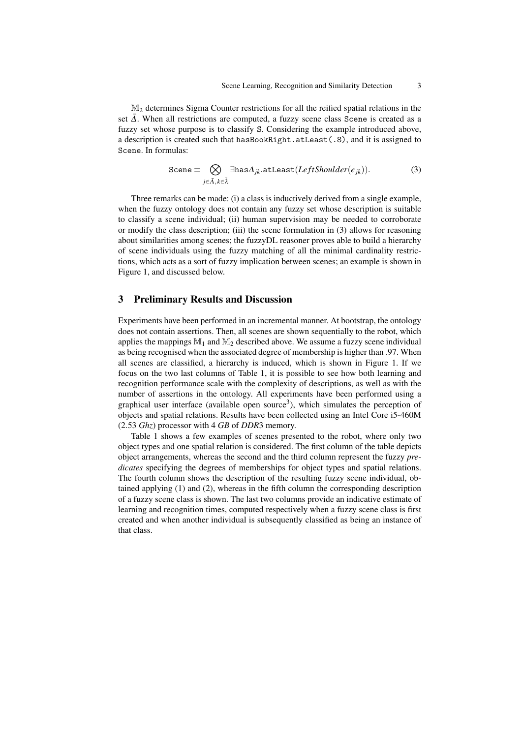$\mathbb{M}_2$ determines Sigma Counter restrictions for all the reified spatial relations in the set $\bar{\Delta}$. When all restrictions are computed, a fuzzy scene class `Scene` is created as a fuzzy set whose purpose is to classify `S`. Considering the example introduced above, a description is created such that `hasBookRight.atLeast(.8)`, and it is assigned to `Scene`. In formulas:

$$\texttt{Scene} \equiv \bigotimes_{j \in \bar{\Lambda}, k \in \bar{\lambda}} \exists \texttt{has}\Delta_{jk}.\texttt{atLeast}(LeftShoulder(e_{jk})). \tag{3}$$

Three remarks can be made: (i) a class is inductively derived from a single example, when the fuzzy ontology does not contain any fuzzy set whose description is suitable to classify a scene individual; (ii) human supervision may be needed to corroborate or modify the class description; (iii) the scene formulation in (3) allows for reasoning about similarities among scenes; the fuzzyDL reasoner proves able to build a hierarchy of scene individuals using the fuzzy matching of all the minimal cardinality restrictions, which acts as a sort of fuzzy implication between scenes; an example is shown in Figure 1, and discussed below.

## 3 Preliminary Results and Discussion

Experiments have been performed in an incremental manner. At bootstrap, the ontology does not contain assertions. Then, all scenes are shown sequentially to the robot, which applies the mappings $\mathbb{M}_1$ and $\mathbb{M}_2$ described above. We assume a fuzzy scene individual as being recognised when the associated degree of membership is higher than .97. When all scenes are classified, a hierarchy is induced, which is shown in Figure 1. If we focus on the two last columns of Table 1, it is possible to see how both learning and recognition performance scale with the complexity of descriptions, as well as with the number of assertions in the ontology. All experiments have been performed using a graphical user interface (available open source[3]), which simulates the perception of objects and spatial relations. Results have been collected using an Intel Core i5-460M (2.53 *Ghz*) processor with 4 *GB* of *DDR*3 memory.

Table 1 shows a few examples of scenes presented to the robot, where only two object types and one spatial relation is considered. The first column of the table depicts object arrangements, whereas the second and the third column represent the fuzzy *predicates* specifying the degrees of memberships for object types and spatial relations. The fourth column shows the description of the resulting fuzzy scene individual, obtained applying (1) and (2), whereas in the fifth column the corresponding description of a fuzzy scene class is shown. The last two columns provide an indicative estimate of learning and recognition times, computed respectively when a fuzzy scene class is first created and when another individual is subsequently classified as being an instance of that class.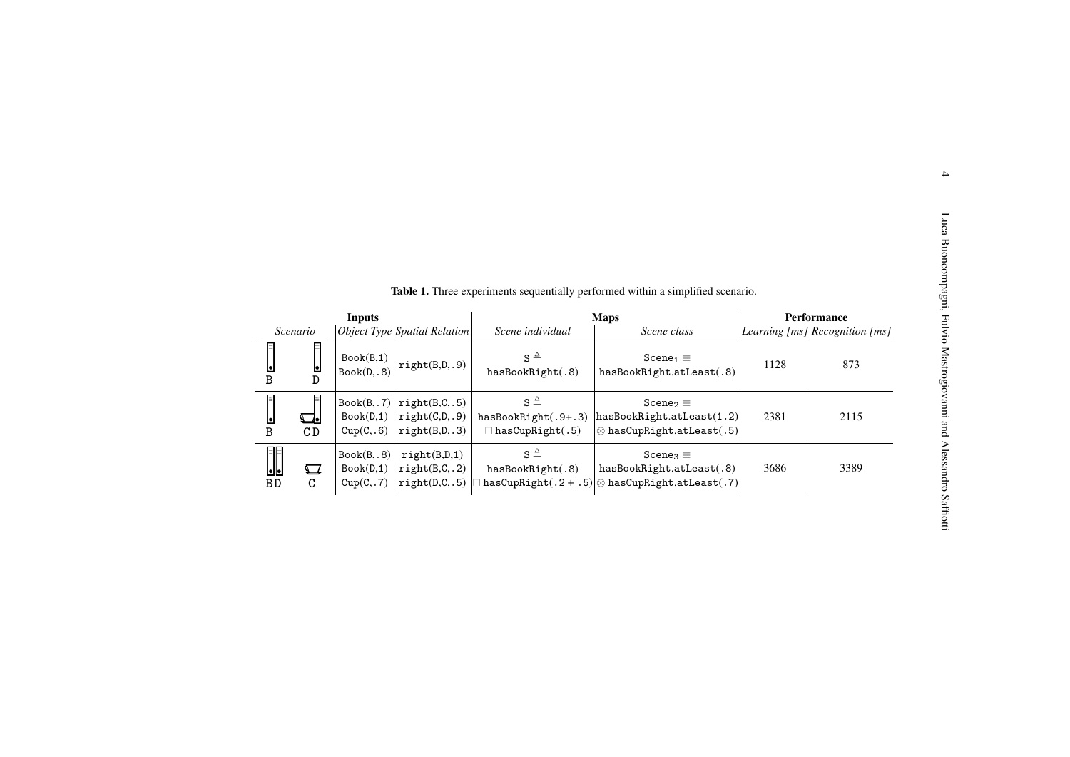**Table 1.** Three experiments sequentially performed within a simplified scenario.

| Inputs | | | Maps | | Performance | |
|---|---|---|---|---|---|---|
| *Scenario* | *Object Type* | *Spatial Relation* | *Scene individual* | *Scene class* | *Learning [ms]* | *Recognition [ms]* |
| B D | Book(B,1) Book(D,.8) | right(B,D,.9) | S $\triangleq$ hasBookRight(.8) | $\texttt{Scene}_1 \equiv$ hasBookRight.atLeast(.8) | 1128 | 873 |
| B C D | Book(B,.7) Book(D,1) Cup(C,.6) | right(B,C,.5) right(C,D,.9) right(B,D,.3) | S $\triangleq$ hasBookRight(.9+.3) $\sqcap$ hasCupRight(.5) | $\texttt{Scene}_2 \equiv$ hasBookRight.atLeast(1.2) $\otimes$ hasCupRight.atLeast(.5) | 2381 | 2115 |
| B D C | Book(B,.8) Book(D,1) Cup(C,.7) | right(B,D,1) right(B,C,.2) right(D,C,.5) | S $\triangleq$ hasBookRight(.8) $\sqcap$ hasCupRight(.2 + .5) | $\texttt{Scene}_3 \equiv$ hasBookRight.atLeast(.8) $\otimes$ hasCupRight.atLeast(.7) | 3686 | 3389 |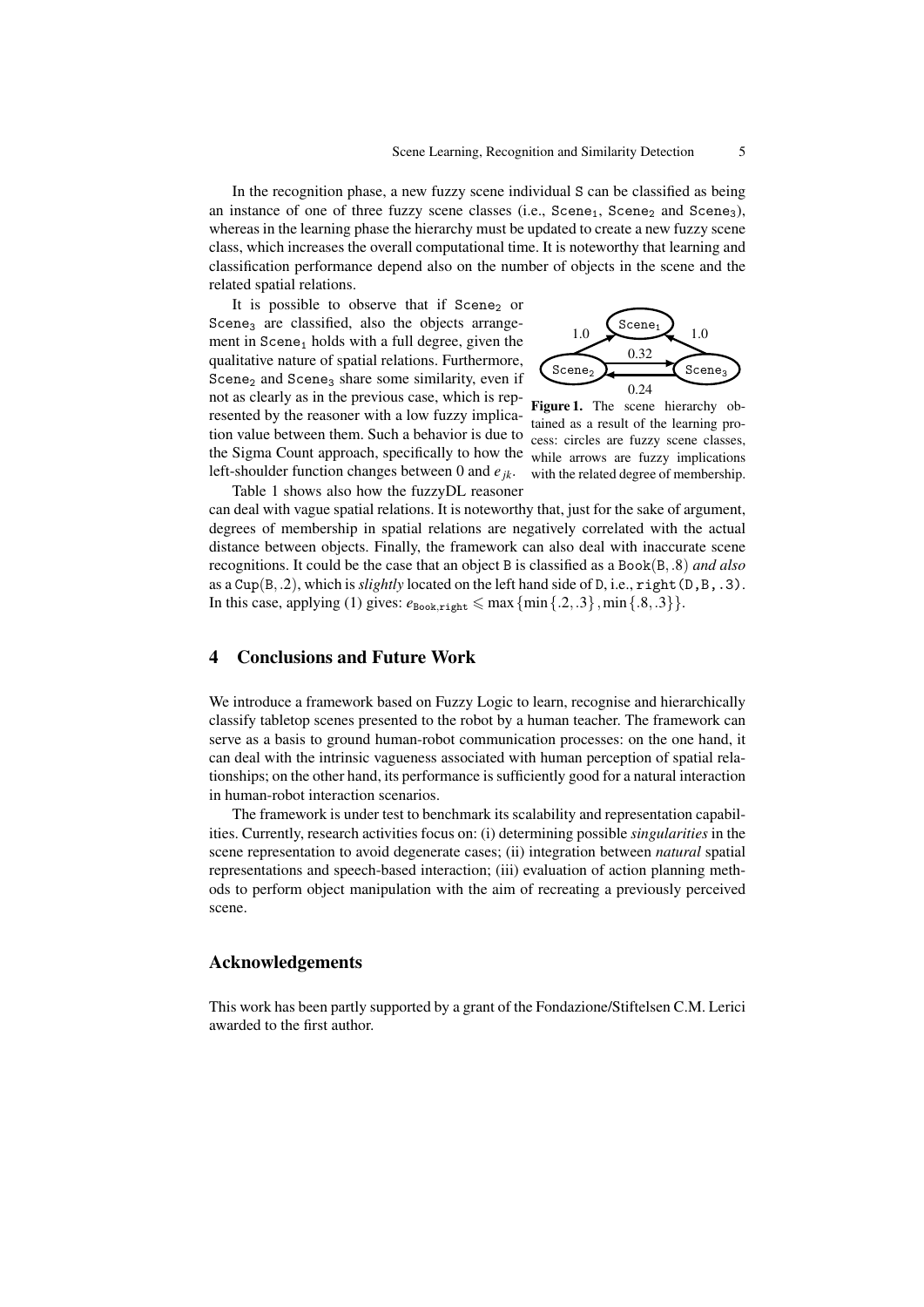In the recognition phase, a new fuzzy scene individual S can be classified as being an instance of one of three fuzzy scene classes (i.e., $\texttt{Scene}_1$, $\texttt{Scene}_2$ and $\texttt{Scene}_3$), whereas in the learning phase the hierarchy must be updated to create a new fuzzy scene class, which increases the overall computational time. It is noteworthy that learning and classification performance depend also on the number of objects in the scene and the related spatial relations.

It is possible to observe that if $\texttt{Scene}_2$ or $\texttt{Scene}_3$ are classified, also the objects arrangement in $\texttt{Scene}_1$ holds with a full degree, given the qualitative nature of spatial relations. Furthermore, $\texttt{Scene}_2$ and $\texttt{Scene}_3$ share some similarity, even if not as clearly as in the previous case, which is represented by the reasoner with a low fuzzy implication value between them. Such a behavior is due to the Sigma Count approach, specifically to how the left-shoulder function changes between 0 and $e_{jk}$.

**Figure 1.** The scene hierarchy obtained as a result of the learning process: circles are fuzzy scene classes, while arrows are fuzzy implications with the related degree of membership.

Table 1 shows also how the fuzzyDL reasoner can deal with vague spatial relations. It is noteworthy that, just for the sake of argument, degrees of membership in spatial relations are negatively correlated with the actual distance between objects. Finally, the framework can also deal with inaccurate scene recognitions. It could be the case that an object B is classified as a $\texttt{Book}(\texttt{B}, .8)$ *and also* as a $\texttt{Cup}(\texttt{B}, .2)$, which is *slightly* located on the left hand side of D, i.e., right(D,B,.3). In this case, applying (1) gives: $e_{\texttt{Book},\texttt{right}} \leqslant \max\{\min\{.2, .3\}, \min\{.8, .3\}\}$.

## 4 Conclusions and Future Work

We introduce a framework based on Fuzzy Logic to learn, recognise and hierarchically classify tabletop scenes presented to the robot by a human teacher. The framework can serve as a basis to ground human-robot communication processes: on the one hand, it can deal with the intrinsic vagueness associated with human perception of spatial relationships; on the other hand, its performance is sufficiently good for a natural interaction in human-robot interaction scenarios.

The framework is under test to benchmark its scalability and representation capabilities. Currently, research activities focus on: (i) determining possible *singularities* in the scene representation to avoid degenerate cases; (ii) integration between *natural* spatial representations and speech-based interaction; (iii) evaluation of action planning methods to perform object manipulation with the aim of recreating a previously perceived scene.

## Acknowledgements

This work has been partly supported by a grant of the Fondazione/Stiftelsen C.M. Lerici awarded to the first author.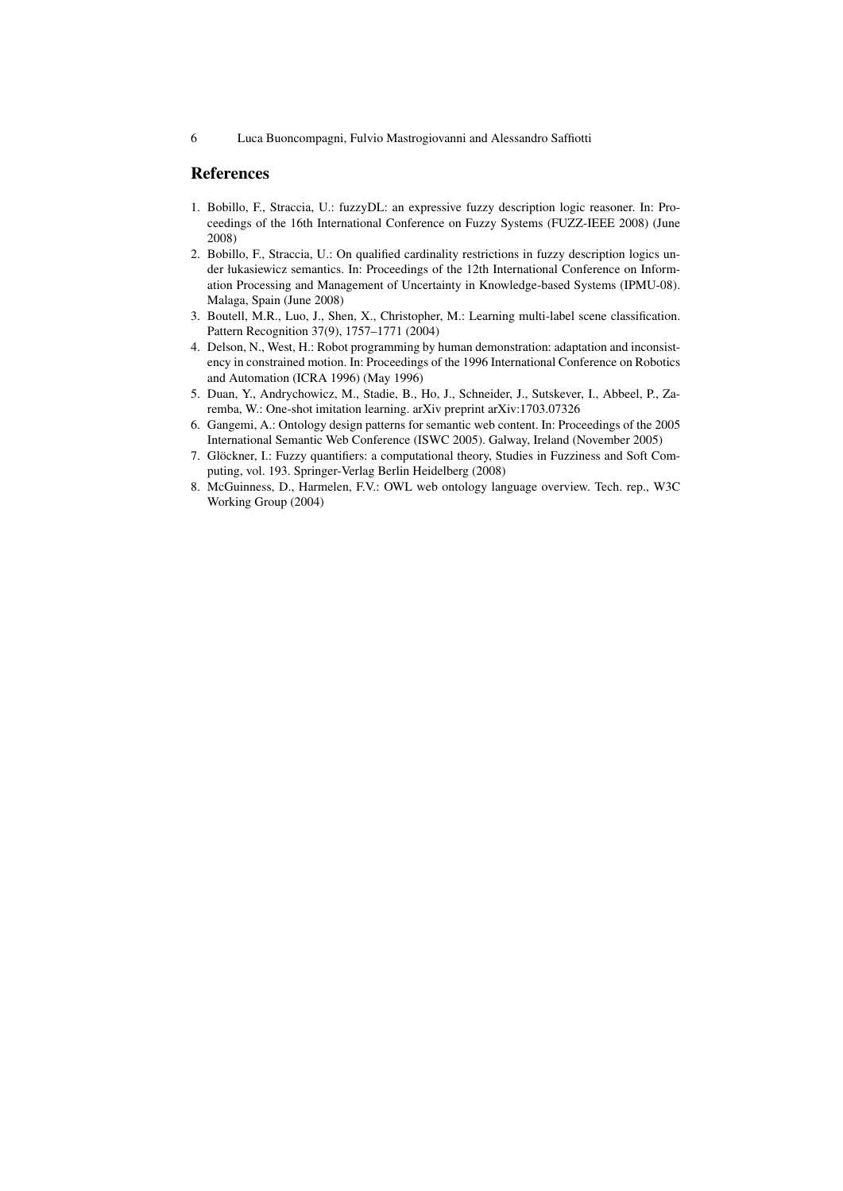## References

1. Bobillo, F., Straccia, U.: fuzzyDL: an expressive fuzzy description logic reasoner. In: Proceedings of the 16th International Conference on Fuzzy Systems (FUZZ-IEEE 2008) (June 2008)
2. Bobillo, F., Straccia, U.: On qualified cardinality restrictions in fuzzy description logics under łukasiewicz semantics. In: Proceedings of the 12th International Conference on Information Processing and Management of Uncertainty in Knowledge-based Systems (IPMU-08). Malaga, Spain (June 2008)
3. Boutell, M.R., Luo, J., Shen, X., Christopher, M.: Learning multi-label scene classification. Pattern Recognition 37(9), 1757–1771 (2004)
4. Delson, N., West, H.: Robot programming by human demonstration: adaptation and inconsistency in constrained motion. In: Proceedings of the 1996 International Conference on Robotics and Automation (ICRA 1996) (May 1996)
5. Duan, Y., Andrychowicz, M., Stadie, B., Ho, J., Schneider, J., Sutskever, I., Abbeel, P., Zaremba, W.: One-shot imitation learning. arXiv preprint arXiv:1703.07326
6. Gangemi, A.: Ontology design patterns for semantic web content. In: Proceedings of the 2005 International Semantic Web Conference (ISWC 2005). Galway, Ireland (November 2005)
7. Glöckner, I.: Fuzzy quantifiers: a computational theory, Studies in Fuzziness and Soft Computing, vol. 193. Springer-Verlag Berlin Heidelberg (2008)
8. McGuinness, D., Harmelen, F.V.: OWL web ontology language overview. Tech. rep., W3C Working Group (2004)